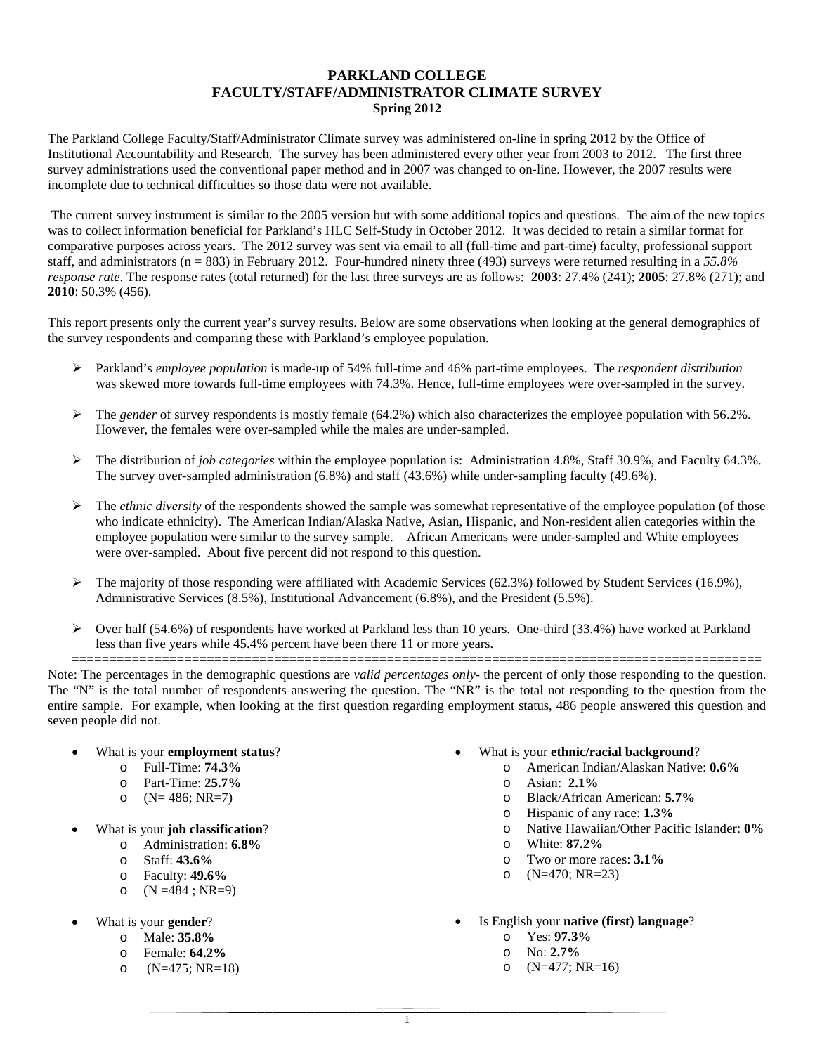# PARKLAND COLLEGE
## FACULTY/STAFF/ADMINISTRATOR CLIMATE SURVEY
### Spring 2012

The Parkland College Faculty/Staff/Administrator Climate survey was administered on-line in spring 2012 by the Office of Institutional Accountability and Research. The survey has been administered every other year from 2003 to 2012. The first three survey administrations used the conventional paper method and in 2007 was changed to on-line. However, the 2007 results were incomplete due to technical difficulties so those data were not available.

The current survey instrument is similar to the 2005 version but with some additional topics and questions. The aim of the new topics was to collect information beneficial for Parkland's HLC Self-Study in October 2012. It was decided to retain a similar format for comparative purposes across years. The 2012 survey was sent via email to all (full-time and part-time) faculty, professional support staff, and administrators (n = 883) in February 2012. Four-hundred ninety three (493) surveys were returned resulting in a *55.8% response rate*. The response rates (total returned) for the last three surveys are as follows: **2003**: 27.4% (241); **2005**: 27.8% (271); and **2010**: 50.3% (456).

This report presents only the current year's survey results. Below are some observations when looking at the general demographics of the survey respondents and comparing these with Parkland's employee population.

- Parkland's *employee population* is made-up of 54% full-time and 46% part-time employees. The *respondent distribution* was skewed more towards full-time employees with 74.3%. Hence, full-time employees were over-sampled in the survey.
- The *gender* of survey respondents is mostly female (64.2%) which also characterizes the employee population with 56.2%. However, the females were over-sampled while the males are under-sampled.
- The distribution of *job categories* within the employee population is: Administration 4.8%, Staff 30.9%, and Faculty 64.3%. The survey over-sampled administration (6.8%) and staff (43.6%) while under-sampling faculty (49.6%).
- The *ethnic diversity* of the respondents showed the sample was somewhat representative of the employee population (of those who indicate ethnicity). The American Indian/Alaska Native, Asian, Hispanic, and Non-resident alien categories within the employee population were similar to the survey sample. African Americans were under-sampled and White employees were over-sampled. About five percent did not respond to this question.
- The majority of those responding were affiliated with Academic Services (62.3%) followed by Student Services (16.9%), Administrative Services (8.5%), Institutional Advancement (6.8%), and the President (5.5%).
- Over half (54.6%) of respondents have worked at Parkland less than 10 years. One-third (33.4%) have worked at Parkland less than five years while 45.4% percent have been there 11 or more years.

==========================================================================================

Note: The percentages in the demographic questions are *valid percentages only*- the percent of only those responding to the question. The "N" is the total number of respondents answering the question. The "NR" is the total not responding to the question from the entire sample. For example, when looking at the first question regarding employment status, 486 people answered this question and seven people did not.

- What is your **employment status**?
  - Full-Time: **74.3%**
  - Part-Time: **25.7%**
  - (N= 486; NR=7)
- What is your **job classification**?
  - Administration: **6.8%**
  - Staff: **43.6%**
  - Faculty: **49.6%**
  - (N =484 ; NR=9)
- What is your **gender**?
  - Male: **35.8%**
  - Female: **64.2%**
  - (N=475; NR=18)
- What is your **ethnic/racial background**?
  - American Indian/Alaskan Native: **0.6%**
  - Asian: **2.1%**
  - Black/African American: **5.7%**
  - Hispanic of any race: **1.3%**
  - Native Hawaiian/Other Pacific Islander: **0%**
  - White: **87.2%**
  - Two or more races: **3.1%**
  - (N=470; NR=23)
- Is English your **native (first) language**?
  - Yes: **97.3%**
  - No: **2.7%**
  - (N=477; NR=16)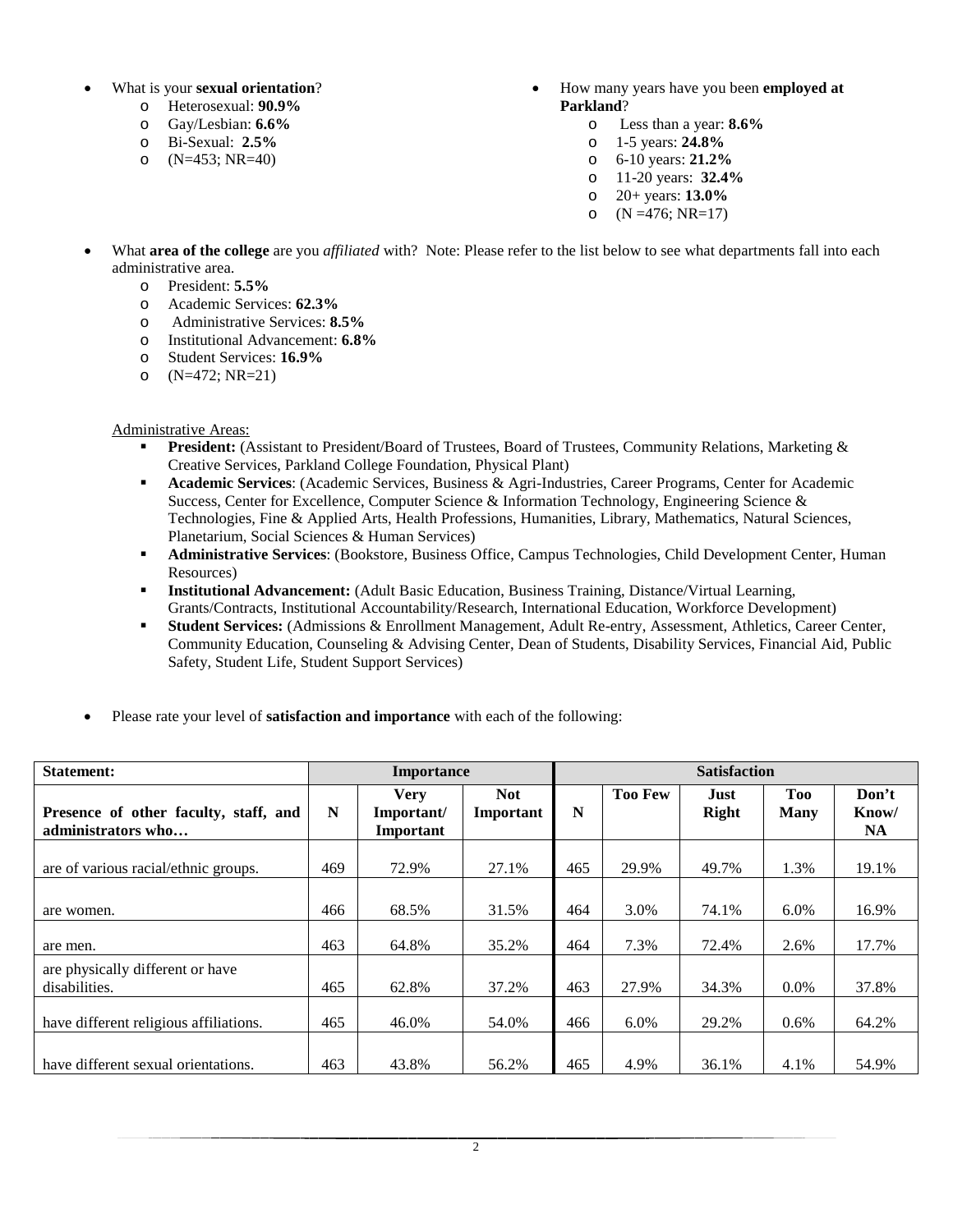- What is your **sexual orientation**?
  - Heterosexual: **90.9%**
  - Gay/Lesbian: **6.6%**
  - Bi-Sexual: **2.5%**
  - (N=453; NR=40)

- How many years have you been **employed at Parkland**?
  - Less than a year: **8.6%**
  - 1-5 years: **24.8%**
  - 6-10 years: **21.2%**
  - 11-20 years: **32.4%**
  - 20+ years: **13.0%**
  - (N =476; NR=17)

- What **area of the college** are you *affiliated* with? Note: Please refer to the list below to see what departments fall into each administrative area.
  - President: **5.5%**
  - Academic Services: **62.3%**
  - Administrative Services: **8.5%**
  - Institutional Advancement: **6.8%**
  - Student Services: **16.9%**
  - (N=472; NR=21)

Administrative Areas:

- **President:** (Assistant to President/Board of Trustees, Board of Trustees, Community Relations, Marketing & Creative Services, Parkland College Foundation, Physical Plant)
- **Academic Services**: (Academic Services, Business & Agri-Industries, Career Programs, Center for Academic Success, Center for Excellence, Computer Science & Information Technology, Engineering Science & Technologies, Fine & Applied Arts, Health Professions, Humanities, Library, Mathematics, Natural Sciences, Planetarium, Social Sciences & Human Services)
- **Administrative Services**: (Bookstore, Business Office, Campus Technologies, Child Development Center, Human Resources)
- **Institutional Advancement:** (Adult Basic Education, Business Training, Distance/Virtual Learning, Grants/Contracts, Institutional Accountability/Research, International Education, Workforce Development)
- **Student Services:** (Admissions & Enrollment Management, Adult Re-entry, Assessment, Athletics, Career Center, Community Education, Counseling & Advising Center, Dean of Students, Disability Services, Financial Aid, Public Safety, Student Life, Student Support Services)

- Please rate your level of **satisfaction and importance** with each of the following:

| **Statement:** | **Importance** | | | **Satisfaction** | | | | |
|---|---|---|---|---|---|---|---|---|
| **Presence of other faculty, staff, and administrators who…** | **N** | **Very Important/ Important** | **Not Important** | **N** | **Too Few** | **Just Right** | **Too Many** | **Don't Know/ NA** |
| are of various racial/ethnic groups. | 469 | 72.9% | 27.1% | 465 | 29.9% | 49.7% | 1.3% | 19.1% |
| are women. | 466 | 68.5% | 31.5% | 464 | 3.0% | 74.1% | 6.0% | 16.9% |
| are men. | 463 | 64.8% | 35.2% | 464 | 7.3% | 72.4% | 2.6% | 17.7% |
| are physically different or have disabilities. | 465 | 62.8% | 37.2% | 463 | 27.9% | 34.3% | 0.0% | 37.8% |
| have different religious affiliations. | 465 | 46.0% | 54.0% | 466 | 6.0% | 29.2% | 0.6% | 64.2% |
| have different sexual orientations. | 463 | 43.8% | 56.2% | 465 | 4.9% | 36.1% | 4.1% | 54.9% |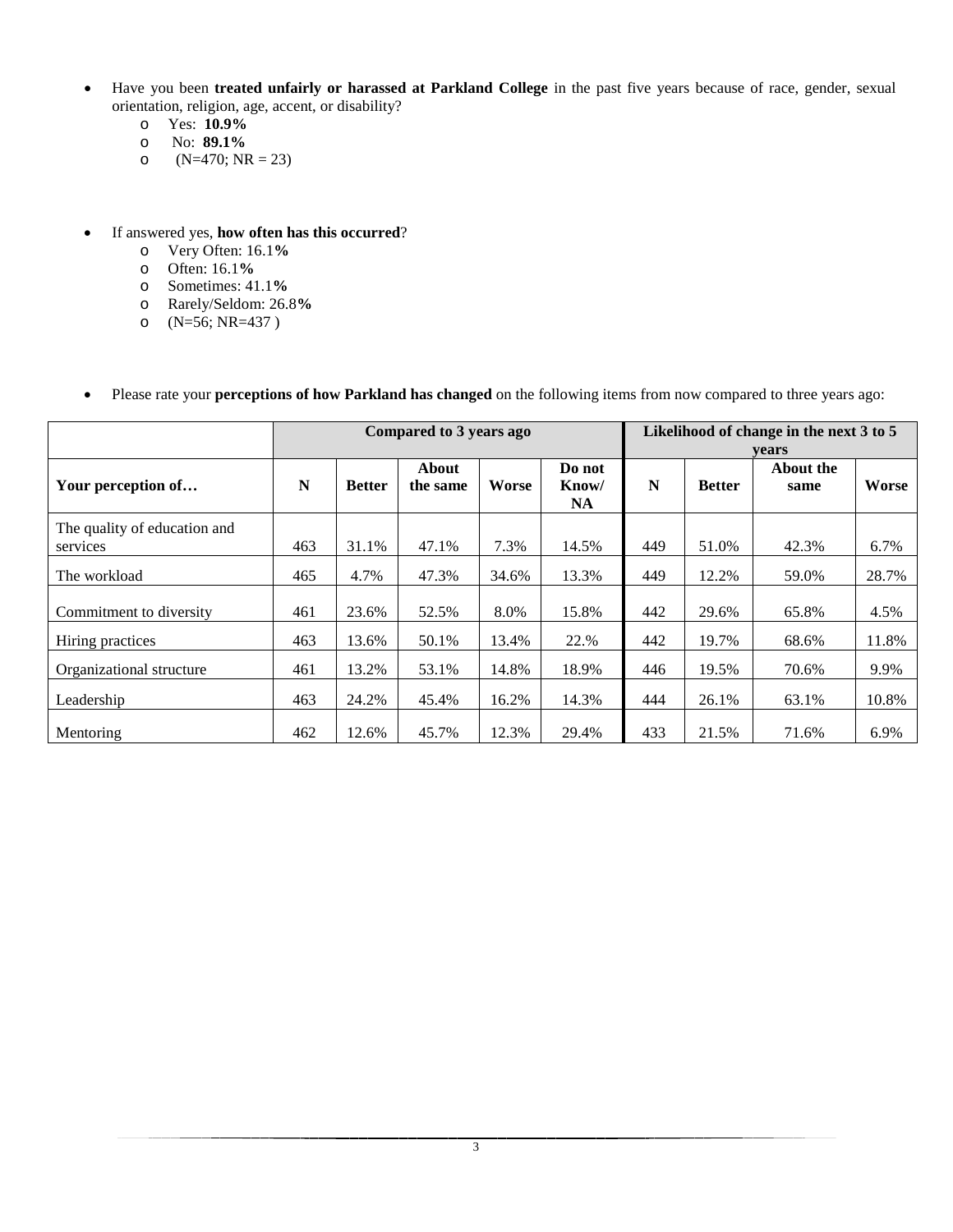- Have you been **treated unfairly or harassed at Parkland College** in the past five years because of race, gender, sexual orientation, religion, age, accent, or disability?
  - Yes: **10.9%**
  - No: **89.1%**
  - (N=470; NR = 23)

- If answered yes, **how often has this occurred**?
  - Very Often: 16.1**%**
  - Often: 16.1**%**
  - Sometimes: 41.1**%**
  - Rarely/Seldom: 26.8**%**
  - (N=56; NR=437 )

- Please rate your **perceptions of how Parkland has changed** on the following items from now compared to three years ago:

| | **Compared to 3 years ago** | | | | | **Likelihood of change in the next 3 to 5 years** | | | |
|---|---|---|---|---|---|---|---|---|---|
| **Your perception of…** | **N** | **Better** | **About the same** | **Worse** | **Do not Know/ NA** | **N** | **Better** | **About the same** | **Worse** |
| The quality of education and services | 463 | 31.1% | 47.1% | 7.3% | 14.5% | 449 | 51.0% | 42.3% | 6.7% |
| The workload | 465 | 4.7% | 47.3% | 34.6% | 13.3% | 449 | 12.2% | 59.0% | 28.7% |
| Commitment to diversity | 461 | 23.6% | 52.5% | 8.0% | 15.8% | 442 | 29.6% | 65.8% | 4.5% |
| Hiring practices | 463 | 13.6% | 50.1% | 13.4% | 22.% | 442 | 19.7% | 68.6% | 11.8% |
| Organizational structure | 461 | 13.2% | 53.1% | 14.8% | 18.9% | 446 | 19.5% | 70.6% | 9.9% |
| Leadership | 463 | 24.2% | 45.4% | 16.2% | 14.3% | 444 | 26.1% | 63.1% | 10.8% |
| Mentoring | 462 | 12.6% | 45.7% | 12.3% | 29.4% | 433 | 21.5% | 71.6% | 6.9% |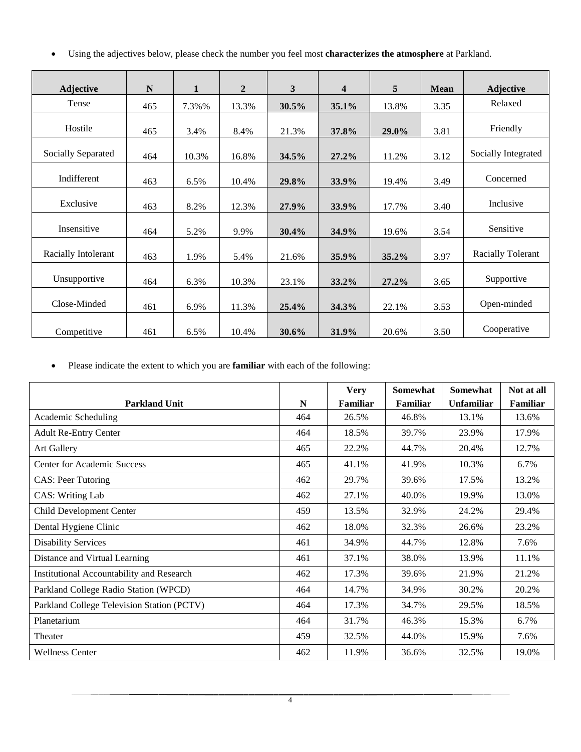- Using the adjectives below, please check the number you feel most **characterizes the atmosphere** at Parkland.

| Adjective | N | 1 | 2 | 3 | 4 | 5 | Mean | Adjective |
|---|---|---|---|---|---|---|---|---|
| Tense | 465 | 7.3%% | 13.3% | **30.5%** | **35.1%** | 13.8% | 3.35 | Relaxed |
| Hostile | 465 | 3.4% | 8.4% | 21.3% | **37.8%** | **29.0%** | 3.81 | Friendly |
| Socially Separated | 464 | 10.3% | 16.8% | **34.5%** | **27.2%** | 11.2% | 3.12 | Socially Integrated |
| Indifferent | 463 | 6.5% | 10.4% | **29.8%** | **33.9%** | 19.4% | 3.49 | Concerned |
| Exclusive | 463 | 8.2% | 12.3% | **27.9%** | **33.9%** | 17.7% | 3.40 | Inclusive |
| Insensitive | 464 | 5.2% | 9.9% | **30.4%** | **34.9%** | 19.6% | 3.54 | Sensitive |
| Racially Intolerant | 463 | 1.9% | 5.4% | 21.6% | **35.9%** | **35.2%** | 3.97 | Racially Tolerant |
| Unsupportive | 464 | 6.3% | 10.3% | 23.1% | **33.2%** | **27.2%** | 3.65 | Supportive |
| Close-Minded | 461 | 6.9% | 11.3% | **25.4%** | **34.3%** | 22.1% | 3.53 | Open-minded |
| Competitive | 461 | 6.5% | 10.4% | **30.6%** | **31.9%** | 20.6% | 3.50 | Cooperative |

- Please indicate the extent to which you are **familiar** with each of the following:

| Parkland Unit | N | Very Familiar | Somewhat Familiar | Somewhat Unfamiliar | Not at all Familiar |
|---|---|---|---|---|---|
| Academic Scheduling | 464 | 26.5% | 46.8% | 13.1% | 13.6% |
| Adult Re-Entry Center | 464 | 18.5% | 39.7% | 23.9% | 17.9% |
| Art Gallery | 465 | 22.2% | 44.7% | 20.4% | 12.7% |
| Center for Academic Success | 465 | 41.1% | 41.9% | 10.3% | 6.7% |
| CAS: Peer Tutoring | 462 | 29.7% | 39.6% | 17.5% | 13.2% |
| CAS: Writing Lab | 462 | 27.1% | 40.0% | 19.9% | 13.0% |
| Child Development Center | 459 | 13.5% | 32.9% | 24.2% | 29.4% |
| Dental Hygiene Clinic | 462 | 18.0% | 32.3% | 26.6% | 23.2% |
| Disability Services | 461 | 34.9% | 44.7% | 12.8% | 7.6% |
| Distance and Virtual Learning | 461 | 37.1% | 38.0% | 13.9% | 11.1% |
| Institutional Accountability and Research | 462 | 17.3% | 39.6% | 21.9% | 21.2% |
| Parkland College Radio Station (WPCD) | 464 | 14.7% | 34.9% | 30.2% | 20.2% |
| Parkland College Television Station (PCTV) | 464 | 17.3% | 34.7% | 29.5% | 18.5% |
| Planetarium | 464 | 31.7% | 46.3% | 15.3% | 6.7% |
| Theater | 459 | 32.5% | 44.0% | 15.9% | 7.6% |
| Wellness Center | 462 | 11.9% | 36.6% | 32.5% | 19.0% |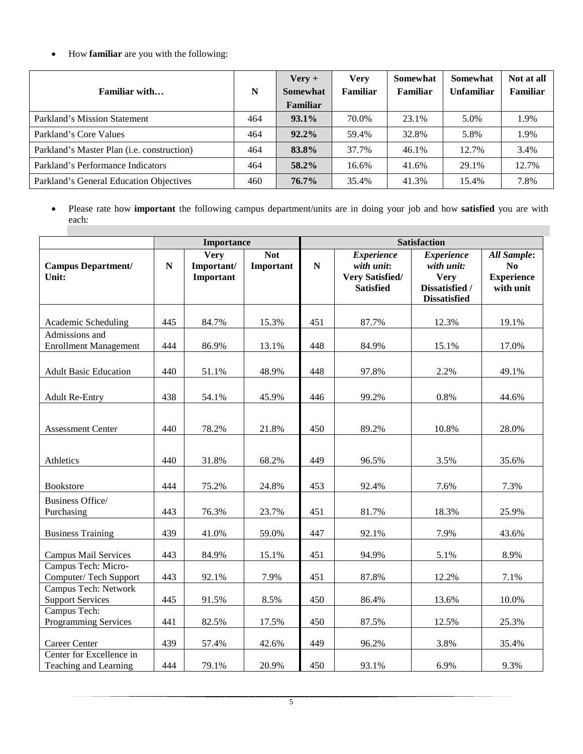- How **familiar** are you with the following:

| Familiar with… | N | Very + Somewhat Familiar | Very Familiar | Somewhat Familiar | Somewhat Unfamiliar | Not at all Familiar |
|---|---|---|---|---|---|---|
| Parkland's Mission Statement | 464 | **93.1%** | 70.0% | 23.1% | 5.0% | 1.9% |
| Parkland's Core Values | 464 | **92.2%** | 59.4% | 32.8% | 5.8% | 1.9% |
| Parkland's Master Plan (i.e. construction) | 464 | **83.8%** | 37.7% | 46.1% | 12.7% | 3.4% |
| Parkland's Performance Indicators | 464 | **58.2%** | 16.6% | 41.6% | 29.1% | 12.7% |
| Parkland's General Education Objectives | 460 | **76.7%** | 35.4% | 41.3% | 15.4% | 7.8% |

- Please rate how **important** the following campus department/units are in doing your job and how **satisfied** you are with each:

| | Importance | | | Satisfaction | | | |
|---|---|---|---|---|---|---|---|
| **Campus Department/ Unit:** | **N** | **Very Important/ Important** | **Not Important** | **N** | ***Experience with unit*: Very Satisfied/ Satisfied** | ***Experience with unit:* Very Dissatisfied / Dissatisfied** | ***All Sample*: No Experience with unit** |
| Academic Scheduling | 445 | 84.7% | 15.3% | 451 | 87.7% | 12.3% | 19.1% |
| Admissions and Enrollment Management | 444 | 86.9% | 13.1% | 448 | 84.9% | 15.1% | 17.0% |
| Adult Basic Education | 440 | 51.1% | 48.9% | 448 | 97.8% | 2.2% | 49.1% |
| Adult Re-Entry | 438 | 54.1% | 45.9% | 446 | 99.2% | 0.8% | 44.6% |
| Assessment Center | 440 | 78.2% | 21.8% | 450 | 89.2% | 10.8% | 28.0% |
| Athletics | 440 | 31.8% | 68.2% | 449 | 96.5% | 3.5% | 35.6% |
| Bookstore | 444 | 75.2% | 24.8% | 453 | 92.4% | 7.6% | 7.3% |
| Business Office/ Purchasing | 443 | 76.3% | 23.7% | 451 | 81.7% | 18.3% | 25.9% |
| Business Training | 439 | 41.0% | 59.0% | 447 | 92.1% | 7.9% | 43.6% |
| Campus Mail Services | 443 | 84.9% | 15.1% | 451 | 94.9% | 5.1% | 8.9% |
| Campus Tech: Micro-Computer/ Tech Support | 443 | 92.1% | 7.9% | 451 | 87.8% | 12.2% | 7.1% |
| Campus Tech: Network Support Services | 445 | 91.5% | 8.5% | 450 | 86.4% | 13.6% | 10.0% |
| Campus Tech: Programming Services | 441 | 82.5% | 17.5% | 450 | 87.5% | 12.5% | 25.3% |
| Career Center | 439 | 57.4% | 42.6% | 449 | 96.2% | 3.8% | 35.4% |
| Center for Excellence in Teaching and Learning | 444 | 79.1% | 20.9% | 450 | 93.1% | 6.9% | 9.3% |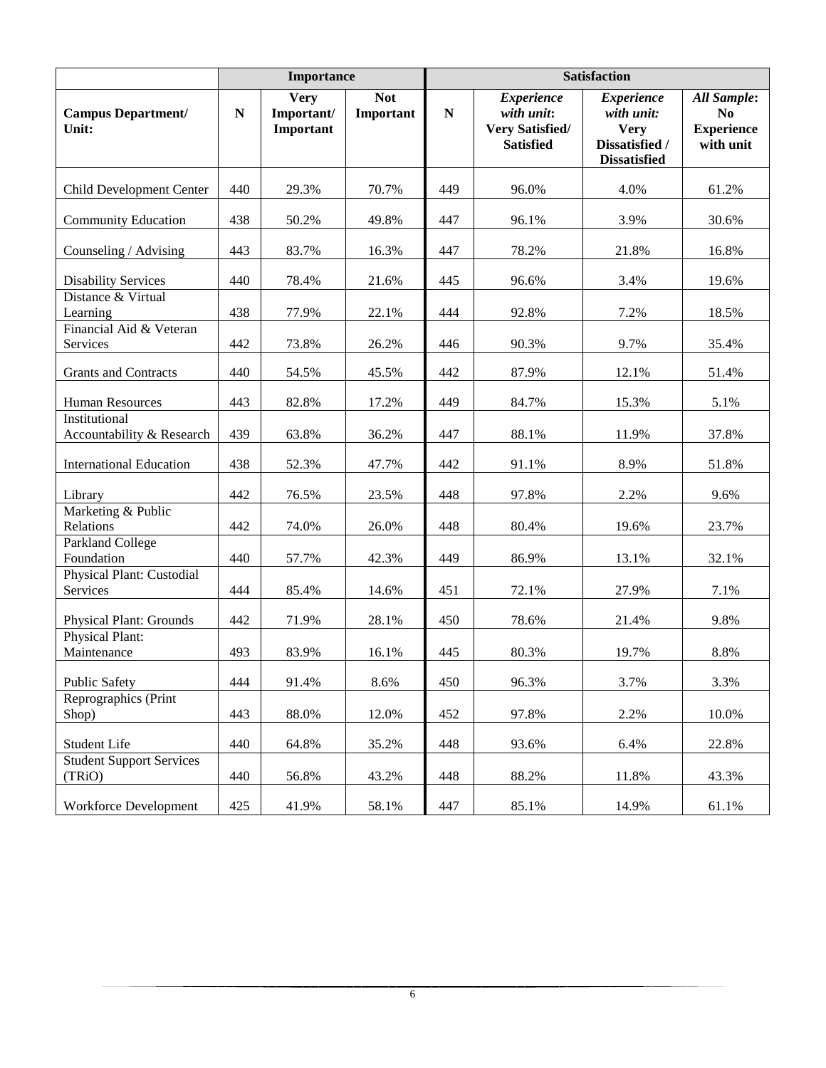| | Importance | | | Satisfaction | | | |
|---|---|---|---|---|---|---|---|
| **Campus Department/ Unit:** | **N** | **Very Important/ Important** | **Not Important** | **N** | ***Experience with unit*: Very Satisfied/ Satisfied** | ***Experience with unit:* Very Dissatisfied / Dissatisfied** | ***All Sample*: No Experience with unit** |
| Child Development Center | 440 | 29.3% | 70.7% | 449 | 96.0% | 4.0% | 61.2% |
| Community Education | 438 | 50.2% | 49.8% | 447 | 96.1% | 3.9% | 30.6% |
| Counseling / Advising | 443 | 83.7% | 16.3% | 447 | 78.2% | 21.8% | 16.8% |
| Disability Services | 440 | 78.4% | 21.6% | 445 | 96.6% | 3.4% | 19.6% |
| Distance & Virtual Learning | 438 | 77.9% | 22.1% | 444 | 92.8% | 7.2% | 18.5% |
| Financial Aid & Veteran Services | 442 | 73.8% | 26.2% | 446 | 90.3% | 9.7% | 35.4% |
| Grants and Contracts | 440 | 54.5% | 45.5% | 442 | 87.9% | 12.1% | 51.4% |
| Human Resources | 443 | 82.8% | 17.2% | 449 | 84.7% | 15.3% | 5.1% |
| Institutional Accountability & Research | 439 | 63.8% | 36.2% | 447 | 88.1% | 11.9% | 37.8% |
| International Education | 438 | 52.3% | 47.7% | 442 | 91.1% | 8.9% | 51.8% |
| Library | 442 | 76.5% | 23.5% | 448 | 97.8% | 2.2% | 9.6% |
| Marketing & Public Relations | 442 | 74.0% | 26.0% | 448 | 80.4% | 19.6% | 23.7% |
| Parkland College Foundation | 440 | 57.7% | 42.3% | 449 | 86.9% | 13.1% | 32.1% |
| Physical Plant: Custodial Services | 444 | 85.4% | 14.6% | 451 | 72.1% | 27.9% | 7.1% |
| Physical Plant: Grounds | 442 | 71.9% | 28.1% | 450 | 78.6% | 21.4% | 9.8% |
| Physical Plant: Maintenance | 493 | 83.9% | 16.1% | 445 | 80.3% | 19.7% | 8.8% |
| Public Safety | 444 | 91.4% | 8.6% | 450 | 96.3% | 3.7% | 3.3% |
| Reprographics (Print Shop) | 443 | 88.0% | 12.0% | 452 | 97.8% | 2.2% | 10.0% |
| Student Life | 440 | 64.8% | 35.2% | 448 | 93.6% | 6.4% | 22.8% |
| Student Support Services (TRiO) | 440 | 56.8% | 43.2% | 448 | 88.2% | 11.8% | 43.3% |
| Workforce Development | 425 | 41.9% | 58.1% | 447 | 85.1% | 14.9% | 61.1% |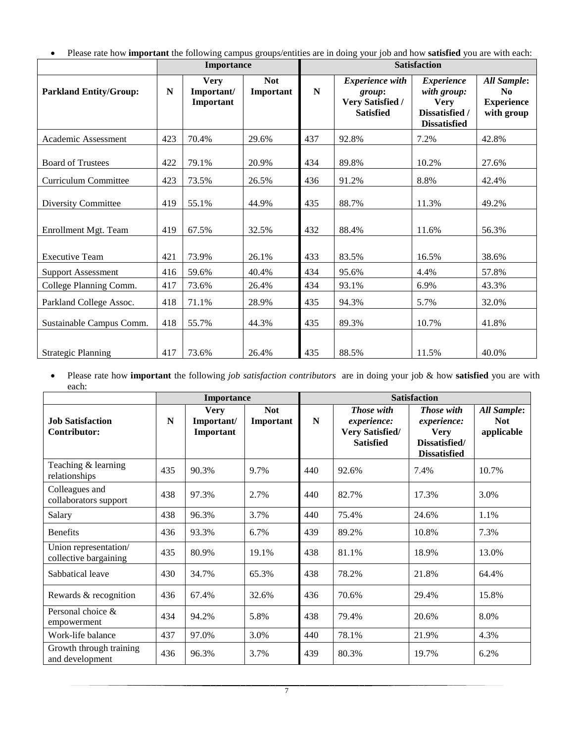- Please rate how **important** the following campus groups/entities are in doing your job and how **satisfied** you are with each:

| | Importance | | | Satisfaction | | | |
|---|---|---|---|---|---|---|---|
| **Parkland Entity/Group:** | **N** | **Very Important/ Important** | **Not Important** | **N** | ***Experience with group*: Very Satisfied / Satisfied** | ***Experience with group*: Very Dissatisfied / Dissatisfied** | ***All Sample*: No Experience with group** |
| Academic Assessment | 423 | 70.4% | 29.6% | 437 | 92.8% | 7.2% | 42.8% |
| Board of Trustees | 422 | 79.1% | 20.9% | 434 | 89.8% | 10.2% | 27.6% |
| Curriculum Committee | 423 | 73.5% | 26.5% | 436 | 91.2% | 8.8% | 42.4% |
| Diversity Committee | 419 | 55.1% | 44.9% | 435 | 88.7% | 11.3% | 49.2% |
| Enrollment Mgt. Team | 419 | 67.5% | 32.5% | 432 | 88.4% | 11.6% | 56.3% |
| Executive Team | 421 | 73.9% | 26.1% | 433 | 83.5% | 16.5% | 38.6% |
| Support Assessment | 416 | 59.6% | 40.4% | 434 | 95.6% | 4.4% | 57.8% |
| College Planning Comm. | 417 | 73.6% | 26.4% | 434 | 93.1% | 6.9% | 43.3% |
| Parkland College Assoc. | 418 | 71.1% | 28.9% | 435 | 94.3% | 5.7% | 32.0% |
| Sustainable Campus Comm. | 418 | 55.7% | 44.3% | 435 | 89.3% | 10.7% | 41.8% |
| Strategic Planning | 417 | 73.6% | 26.4% | 435 | 88.5% | 11.5% | 40.0% |

- Please rate how **important** the following *job satisfaction contributors* are in doing your job & how **satisfied** you are with each:

| | Importance | | | Satisfaction | | | |
|---|---|---|---|---|---|---|---|
| **Job Satisfaction Contributor:** | **N** | **Very Important/ Important** | **Not Important** | **N** | ***Those with experience*: Very Satisfied/ Satisfied** | ***Those with experience*: Very Dissatisfied/ Dissatisfied** | ***All Sample*: Not applicable** |
| Teaching & learning relationships | 435 | 90.3% | 9.7% | 440 | 92.6% | 7.4% | 10.7% |
| Colleagues and collaborators support | 438 | 97.3% | 2.7% | 440 | 82.7% | 17.3% | 3.0% |
| Salary | 438 | 96.3% | 3.7% | 440 | 75.4% | 24.6% | 1.1% |
| Benefits | 436 | 93.3% | 6.7% | 439 | 89.2% | 10.8% | 7.3% |
| Union representation/ collective bargaining | 435 | 80.9% | 19.1% | 438 | 81.1% | 18.9% | 13.0% |
| Sabbatical leave | 430 | 34.7% | 65.3% | 438 | 78.2% | 21.8% | 64.4% |
| Rewards & recognition | 436 | 67.4% | 32.6% | 436 | 70.6% | 29.4% | 15.8% |
| Personal choice & empowerment | 434 | 94.2% | 5.8% | 438 | 79.4% | 20.6% | 8.0% |
| Work-life balance | 437 | 97.0% | 3.0% | 440 | 78.1% | 21.9% | 4.3% |
| Growth through training and development | 436 | 96.3% | 3.7% | 439 | 80.3% | 19.7% | 6.2% |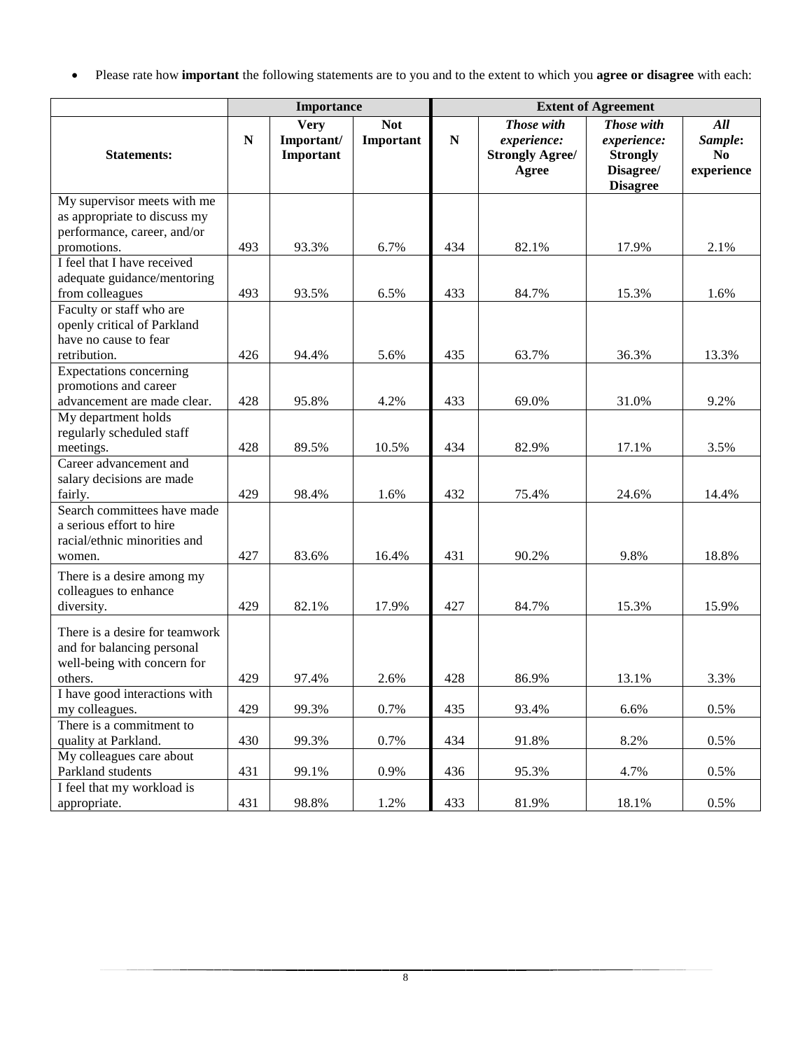- Please rate how **important** the following statements are to you and to the extent to which you **agree or disagree** with each:

| | Importance | | | Extent of Agreement | | | |
|---|---|---|---|---|---|---|---|
| **Statements:** | **N** | **Very Important/ Important** | **Not Important** | **N** | ***Those with experience:* Strongly Agree/ Agree** | ***Those with experience:* Strongly Disagree/ Disagree** | ***All Sample:* No experience** |
| My supervisor meets with me as appropriate to discuss my performance, career, and/or promotions. | 493 | 93.3% | 6.7% | 434 | 82.1% | 17.9% | 2.1% |
| I feel that I have received adequate guidance/mentoring from colleagues | 493 | 93.5% | 6.5% | 433 | 84.7% | 15.3% | 1.6% |
| Faculty or staff who are openly critical of Parkland have no cause to fear retribution. | 426 | 94.4% | 5.6% | 435 | 63.7% | 36.3% | 13.3% |
| Expectations concerning promotions and career advancement are made clear. | 428 | 95.8% | 4.2% | 433 | 69.0% | 31.0% | 9.2% |
| My department holds regularly scheduled staff meetings. | 428 | 89.5% | 10.5% | 434 | 82.9% | 17.1% | 3.5% |
| Career advancement and salary decisions are made fairly. | 429 | 98.4% | 1.6% | 432 | 75.4% | 24.6% | 14.4% |
| Search committees have made a serious effort to hire racial/ethnic minorities and women. | 427 | 83.6% | 16.4% | 431 | 90.2% | 9.8% | 18.8% |
| There is a desire among my colleagues to enhance diversity. | 429 | 82.1% | 17.9% | 427 | 84.7% | 15.3% | 15.9% |
| There is a desire for teamwork and for balancing personal well-being with concern for others. | 429 | 97.4% | 2.6% | 428 | 86.9% | 13.1% | 3.3% |
| I have good interactions with my colleagues. | 429 | 99.3% | 0.7% | 435 | 93.4% | 6.6% | 0.5% |
| There is a commitment to quality at Parkland. | 430 | 99.3% | 0.7% | 434 | 91.8% | 8.2% | 0.5% |
| My colleagues care about Parkland students | 431 | 99.1% | 0.9% | 436 | 95.3% | 4.7% | 0.5% |
| I feel that my workload is appropriate. | 431 | 98.8% | 1.2% | 433 | 81.9% | 18.1% | 0.5% |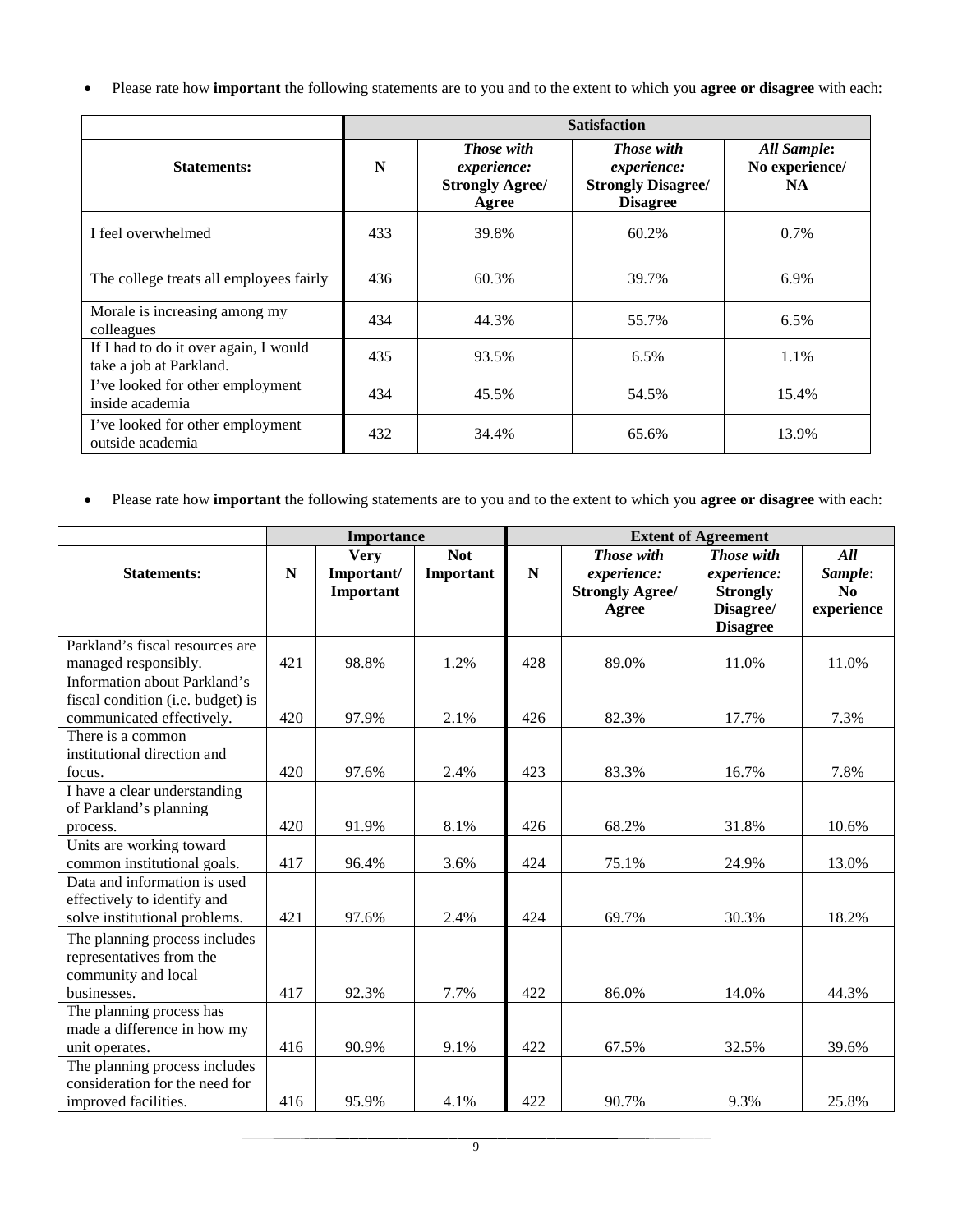- Please rate how **important** the following statements are to you and to the extent to which you **agree or disagree** with each:

| | Satisfaction | | | |
|---|---|---|---|---|
| **Statements:** | **N** | ***Those with experience:* Strongly Agree/ Agree** | ***Those with experience:* Strongly Disagree/ Disagree** | ***All Sample*: No experience/ NA** |
| I feel overwhelmed | 433 | 39.8% | 60.2% | 0.7% |
| The college treats all employees fairly | 436 | 60.3% | 39.7% | 6.9% |
| Morale is increasing among my colleagues | 434 | 44.3% | 55.7% | 6.5% |
| If I had to do it over again, I would take a job at Parkland. | 435 | 93.5% | 6.5% | 1.1% |
| I've looked for other employment inside academia | 434 | 45.5% | 54.5% | 15.4% |
| I've looked for other employment outside academia | 432 | 34.4% | 65.6% | 13.9% |

- Please rate how **important** the following statements are to you and to the extent to which you **agree or disagree** with each:

| | Importance | | | Extent of Agreement | | | |
|---|---|---|---|---|---|---|---|
| **Statements:** | **N** | **Very Important/ Important** | **Not Important** | **N** | ***Those with experience:* Strongly Agree/ Agree** | ***Those with experience:* Strongly Disagree/ Disagree** | ***All Sample*: No experience** |
| Parkland's fiscal resources are managed responsibly. | 421 | 98.8% | 1.2% | 428 | 89.0% | 11.0% | 11.0% |
| Information about Parkland's fiscal condition (i.e. budget) is communicated effectively. | 420 | 97.9% | 2.1% | 426 | 82.3% | 17.7% | 7.3% |
| There is a common institutional direction and focus. | 420 | 97.6% | 2.4% | 423 | 83.3% | 16.7% | 7.8% |
| I have a clear understanding of Parkland's planning process. | 420 | 91.9% | 8.1% | 426 | 68.2% | 31.8% | 10.6% |
| Units are working toward common institutional goals. | 417 | 96.4% | 3.6% | 424 | 75.1% | 24.9% | 13.0% |
| Data and information is used effectively to identify and solve institutional problems. | 421 | 97.6% | 2.4% | 424 | 69.7% | 30.3% | 18.2% |
| The planning process includes representatives from the community and local businesses. | 417 | 92.3% | 7.7% | 422 | 86.0% | 14.0% | 44.3% |
| The planning process has made a difference in how my unit operates. | 416 | 90.9% | 9.1% | 422 | 67.5% | 32.5% | 39.6% |
| The planning process includes consideration for the need for improved facilities. | 416 | 95.9% | 4.1% | 422 | 90.7% | 9.3% | 25.8% |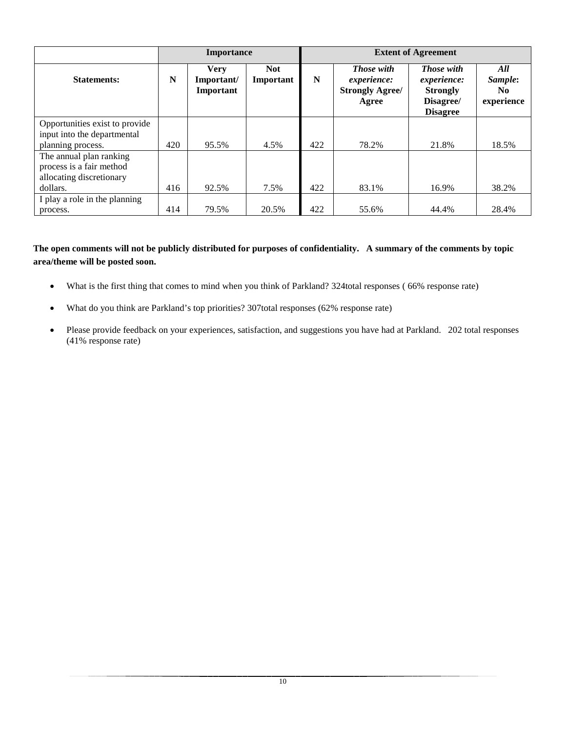| | Importance | | | Extent of Agreement | | | |
|---|---|---|---|---|---|---|---|
| **Statements:** | **N** | **Very Important/ Important** | **Not Important** | **N** | ***Those with experience:* Strongly Agree/ Agree** | ***Those with experience:* Strongly Disagree/ Disagree** | ***All Sample*: No experience** |
| Opportunities exist to provide input into the departmental planning process. | 420 | 95.5% | 4.5% | 422 | 78.2% | 21.8% | 18.5% |
| The annual plan ranking process is a fair method allocating discretionary dollars. | 416 | 92.5% | 7.5% | 422 | 83.1% | 16.9% | 38.2% |
| I play a role in the planning process. | 414 | 79.5% | 20.5% | 422 | 55.6% | 44.4% | 28.4% |

**The open comments will not be publicly distributed for purposes of confidentiality. A summary of the comments by topic area/theme will be posted soon.**

- What is the first thing that comes to mind when you think of Parkland? 324total responses ( 66% response rate)
- What do you think are Parkland's top priorities? 307total responses (62% response rate)
- Please provide feedback on your experiences, satisfaction, and suggestions you have had at Parkland. 202 total responses (41% response rate)